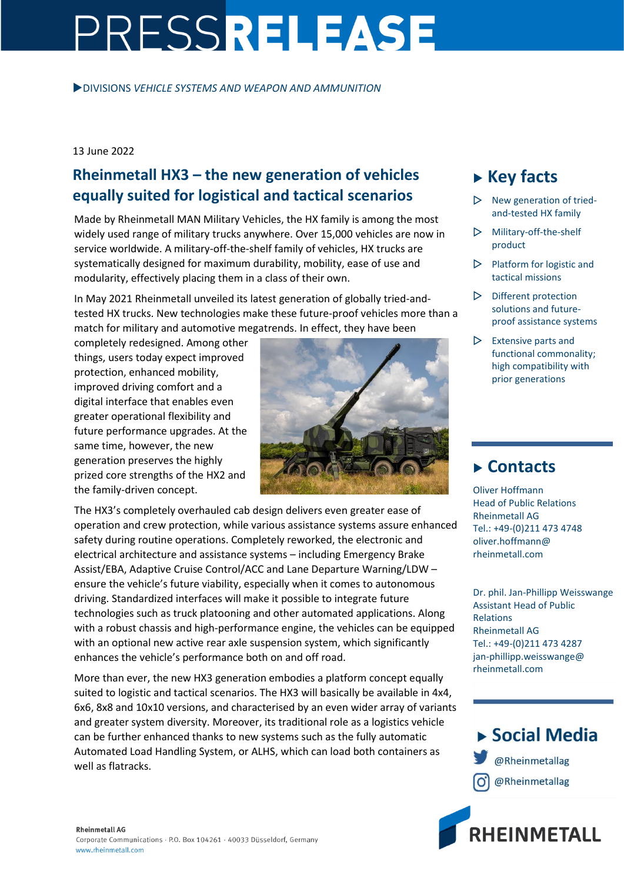# PRESSRELEASE

▶DIVISIONS *VEHICLE SYSTEMS AND WEAPON AND AMMUNITION*

13 June 2022

## Rheinmetall HX3 – the new generation of vehicles equally suited for logistical and tactical scenarios

Made by Rheinmetall MAN Military Vehicles, the HX family is among the most widely used range of military trucks anywhere. Over 15,000 vehicles are now in service worldwide. A military-off-the-shelf family of vehicles, HX trucks are systematically designed for maximum durability, mobility, ease of use and modularity, effectively placing them in a class of their own.

In May 2021 Rheinmetall unveiled its latest generation of globally tried-and-tested HX trucks. New technologies make these future-proof vehicles more than a match for military and automotive megatrends. In effect, they have been completely redesigned. Among other things, users today expect improved protection, enhanced mobility, improved driving comfort and a digital interface that enables even greater operational flexibility and future performance upgrades. At the same time, however, the new generation preserves the highly prized core strengths of the HX2 and the family-driven concept.

The HX3's completely overhauled cab design delivers even greater ease of operation and crew protection, while various assistance systems assure enhanced safety during routine operations. Completely reworked, the electronic and electrical architecture and assistance systems – including Emergency Brake Assist/EBA, Adaptive Cruise Control/ACC and Lane Departure Warning/LDW – ensure the vehicle's future viability, especially when it comes to autonomous driving. Standardized interfaces will make it possible to integrate future technologies such as truck platooning and other automated applications. Along with a robust chassis and high-performance engine, the vehicles can be equipped with an optional new active rear axle suspension system, which significantly enhances the vehicle's performance both on and off road.

More than ever, the new HX3 generation embodies a platform concept equally suited to logistic and tactical scenarios. The HX3 will basically be available in 4x4, 6x6, 8x8 and 10x10 versions, and characterised by an even wider array of variants and greater system diversity. Moreover, its traditional role as a logistics vehicle can be further enhanced thanks to new systems such as the fully automatic Automated Load Handling System, or ALHS, which can load both containers as well as flatracks.

## ▶ Key facts

- New generation of tried-and-tested HX family
- Military-off-the-shelf product
- Platform for logistic and tactical missions
- Different protection solutions and future-proof assistance systems
- Extensive parts and functional commonality; high compatibility with prior generations

## ▶ Contacts

Oliver Hoffmann
Head of Public Relations
Rheinmetall AG
Tel.: +49-(0)211 473 4748
oliver.hoffmann@rheinmetall.com

Dr. phil. Jan-Phillipp Weisswange
Assistant Head of Public Relations
Rheinmetall AG
Tel.: +49-(0)211 473 4287
jan-phillipp.weisswange@rheinmetall.com

## ▶ Social Media

@Rheinmetallag

@Rheinmetallag

**Rheinmetall AG**
Corporate Communications · P.O. Box 104261 · 40033 Düsseldorf, Germany
www.rheinmetall.com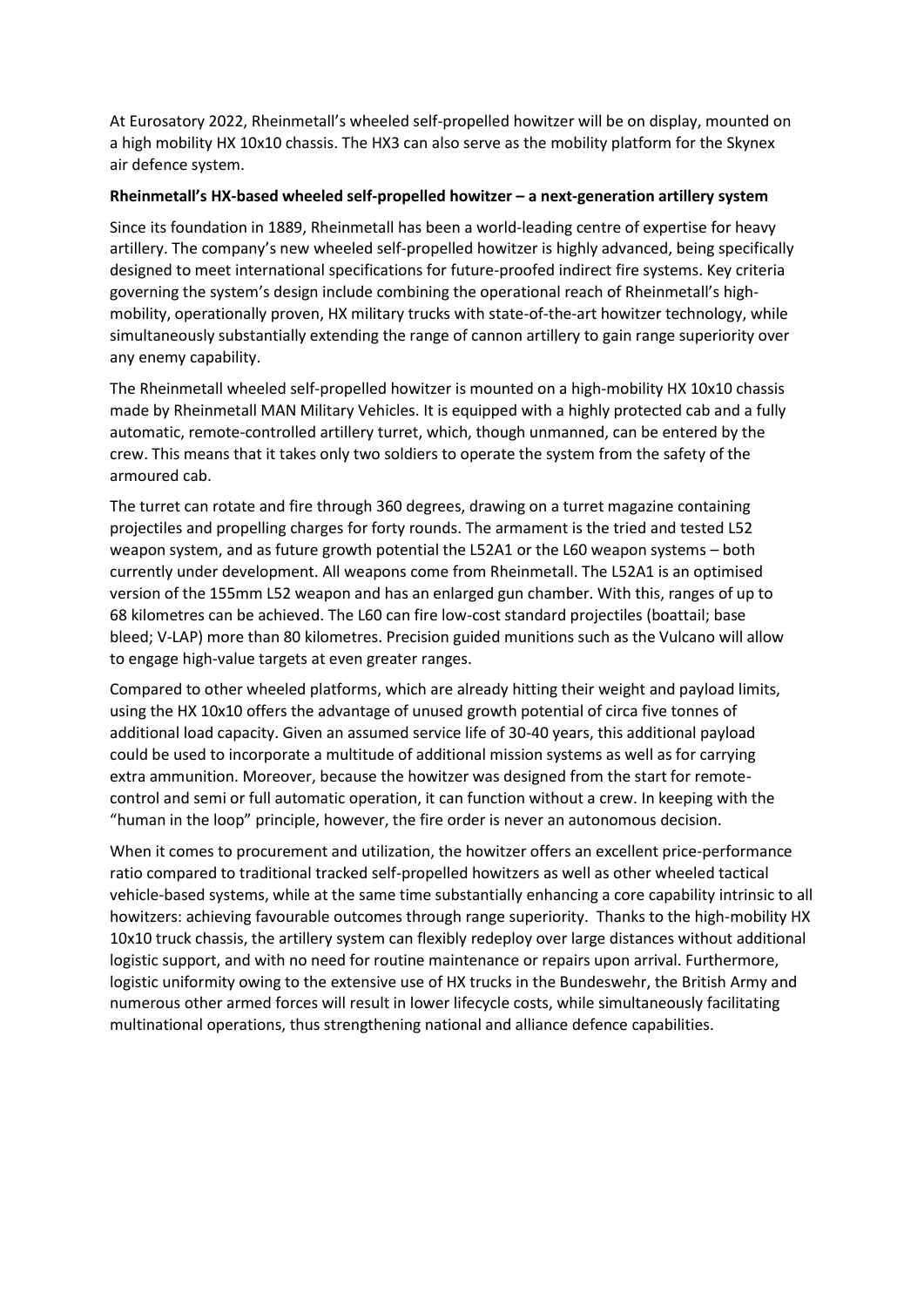At Eurosatory 2022, Rheinmetall's wheeled self-propelled howitzer will be on display, mounted on a high mobility HX 10x10 chassis. The HX3 can also serve as the mobility platform for the Skynex air defence system.

**Rheinmetall's HX-based wheeled self-propelled howitzer – a next-generation artillery system**

Since its foundation in 1889, Rheinmetall has been a world-leading centre of expertise for heavy artillery. The company's new wheeled self-propelled howitzer is highly advanced, being specifically designed to meet international specifications for future-proofed indirect fire systems. Key criteria governing the system's design include combining the operational reach of Rheinmetall's high-mobility, operationally proven, HX military trucks with state-of-the-art howitzer technology, while simultaneously substantially extending the range of cannon artillery to gain range superiority over any enemy capability.

The Rheinmetall wheeled self-propelled howitzer is mounted on a high-mobility HX 10x10 chassis made by Rheinmetall MAN Military Vehicles. It is equipped with a highly protected cab and a fully automatic, remote-controlled artillery turret, which, though unmanned, can be entered by the crew. This means that it takes only two soldiers to operate the system from the safety of the armoured cab.

The turret can rotate and fire through 360 degrees, drawing on a turret magazine containing projectiles and propelling charges for forty rounds. The armament is the tried and tested L52 weapon system, and as future growth potential the L52A1 or the L60 weapon systems – both currently under development. All weapons come from Rheinmetall. The L52A1 is an optimised version of the 155mm L52 weapon and has an enlarged gun chamber. With this, ranges of up to 68 kilometres can be achieved. The L60 can fire low-cost standard projectiles (boattail; base bleed; V-LAP) more than 80 kilometres. Precision guided munitions such as the Vulcano will allow to engage high-value targets at even greater ranges.

Compared to other wheeled platforms, which are already hitting their weight and payload limits, using the HX 10x10 offers the advantage of unused growth potential of circa five tonnes of additional load capacity. Given an assumed service life of 30-40 years, this additional payload could be used to incorporate a multitude of additional mission systems as well as for carrying extra ammunition. Moreover, because the howitzer was designed from the start for remote-control and semi or full automatic operation, it can function without a crew. In keeping with the "human in the loop" principle, however, the fire order is never an autonomous decision.

When it comes to procurement and utilization, the howitzer offers an excellent price-performance ratio compared to traditional tracked self-propelled howitzers as well as other wheeled tactical vehicle-based systems, while at the same time substantially enhancing a core capability intrinsic to all howitzers: achieving favourable outcomes through range superiority. Thanks to the high-mobility HX 10x10 truck chassis, the artillery system can flexibly redeploy over large distances without additional logistic support, and with no need for routine maintenance or repairs upon arrival. Furthermore, logistic uniformity owing to the extensive use of HX trucks in the Bundeswehr, the British Army and numerous other armed forces will result in lower lifecycle costs, while simultaneously facilitating multinational operations, thus strengthening national and alliance defence capabilities.